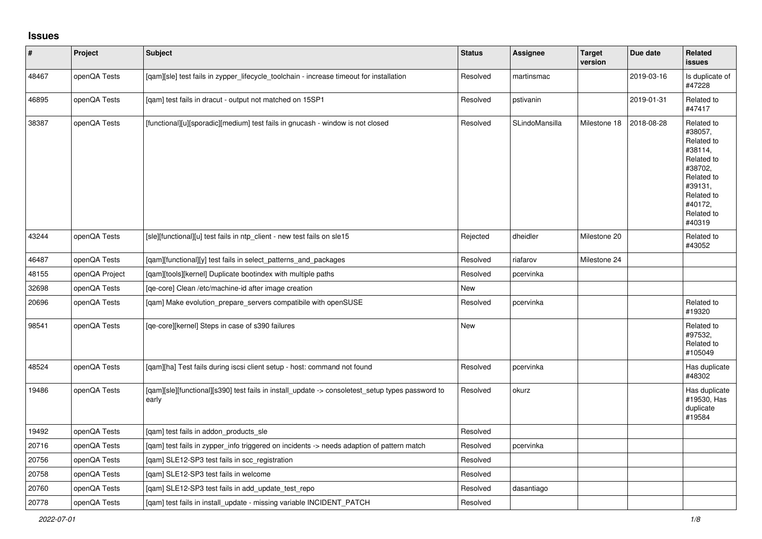## Issues

| # | Project | Subject | Status | Assignee | Target version | Due date | Related issues |
|---|---|---|---|---|---|---|---|
| 48467 | openQA Tests | [qam][sle] test fails in zypper_lifecycle_toolchain - increase timeout for installation | Resolved | martinsmac | | 2019-03-16 | Is duplicate of #47228 |
| 46895 | openQA Tests | [qam] test fails in dracut - output not matched on 15SP1 | Resolved | pstivanin | | 2019-01-31 | Related to #47417 |
| 38387 | openQA Tests | [functional][u][sporadic][medium] test fails in gnucash - window is not closed | Resolved | SLindoMansilla | Milestone 18 | 2018-08-28 | Related to #38057, Related to #38114, Related to #38702, Related to #39131, Related to #40172, Related to #40319 |
| 43244 | openQA Tests | [sle][functional][u] test fails in ntp_client - new test fails on sle15 | Rejected | dheidler | Milestone 20 | | Related to #43052 |
| 46487 | openQA Tests | [qam][functional][y] test fails in select_patterns_and_packages | Resolved | riafarov | Milestone 24 | | |
| 48155 | openQA Project | [qam][tools][kernel] Duplicate bootindex with multiple paths | Resolved | pcervinka | | | |
| 32698 | openQA Tests | [qe-core] Clean /etc/machine-id after image creation | New | | | | |
| 20696 | openQA Tests | [qam] Make evolution_prepare_servers compatibile with openSUSE | Resolved | pcervinka | | | Related to #19320 |
| 98541 | openQA Tests | [qe-core][kernel] Steps in case of s390 failures | New | | | | Related to #97532, Related to #105049 |
| 48524 | openQA Tests | [qam][ha] Test fails during iscsi client setup - host: command not found | Resolved | pcervinka | | | Has duplicate #48302 |
| 19486 | openQA Tests | [qam][sle][functional][s390] test fails in install_update -> consoletest_setup types password to early | Resolved | okurz | | | Has duplicate #19530, Has duplicate #19584 |
| 19492 | openQA Tests | [qam] test fails in addon_products_sle | Resolved | | | | |
| 20716 | openQA Tests | [qam] test fails in zypper_info triggered on incidents -> needs adaption of pattern match | Resolved | pcervinka | | | |
| 20756 | openQA Tests | [qam] SLE12-SP3 test fails in scc_registration | Resolved | | | | |
| 20758 | openQA Tests | [qam] SLE12-SP3 test fails in welcome | Resolved | | | | |
| 20760 | openQA Tests | [qam] SLE12-SP3 test fails in add_update_test_repo | Resolved | dasantiago | | | |
| 20778 | openQA Tests | [qam] test fails in install_update - missing variable INCIDENT_PATCH | Resolved | | | | |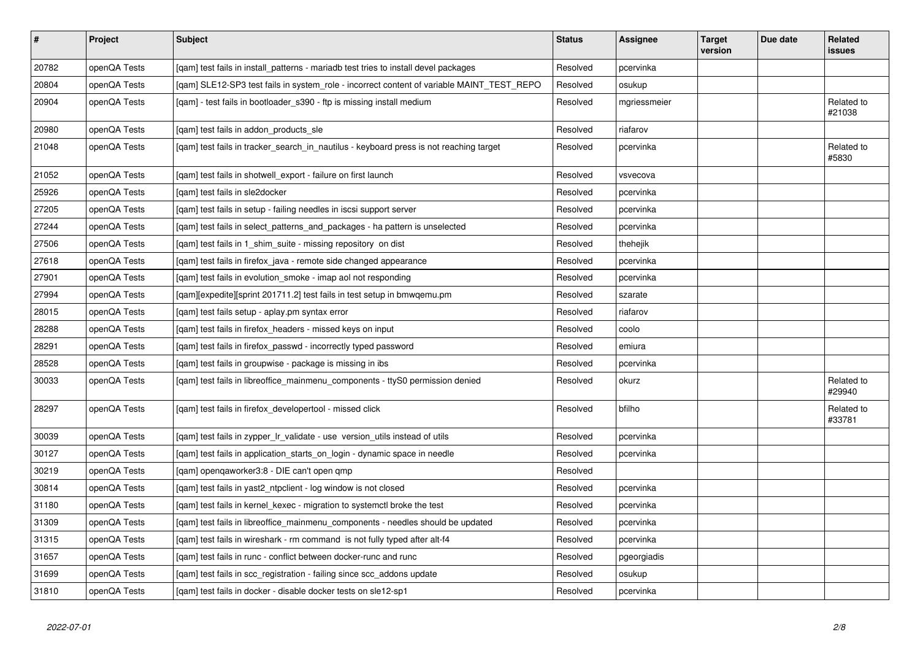| # | Project | Subject | Status | Assignee | Target version | Due date | Related issues |
|---|---|---|---|---|---|---|---|
| 20782 | openQA Tests | [qam] test fails in install_patterns - mariadb test tries to install devel packages | Resolved | pcervinka | | | |
| 20804 | openQA Tests | [qam] SLE12-SP3 test fails in system_role - incorrect content of variable MAINT_TEST_REPO | Resolved | osukup | | | |
| 20904 | openQA Tests | [qam] - test fails in bootloader_s390 - ftp is missing install medium | Resolved | mgriessmeier | | | Related to #21038 |
| 20980 | openQA Tests | [qam] test fails in addon_products_sle | Resolved | riafarov | | | |
| 21048 | openQA Tests | [qam] test fails in tracker_search_in_nautilus - keyboard press is not reaching target | Resolved | pcervinka | | | Related to #5830 |
| 21052 | openQA Tests | [qam] test fails in shotwell_export - failure on first launch | Resolved | vsvecova | | | |
| 25926 | openQA Tests | [qam] test fails in sle2docker | Resolved | pcervinka | | | |
| 27205 | openQA Tests | [qam] test fails in setup - failing needles in iscsi support server | Resolved | pcervinka | | | |
| 27244 | openQA Tests | [qam] test fails in select_patterns_and_packages - ha pattern is unselected | Resolved | pcervinka | | | |
| 27506 | openQA Tests | [qam] test fails in 1_shim_suite - missing repository on dist | Resolved | thehejik | | | |
| 27618 | openQA Tests | [qam] test fails in firefox_java - remote side changed appearance | Resolved | pcervinka | | | |
| 27901 | openQA Tests | [qam] test fails in evolution_smoke - imap aol not responding | Resolved | pcervinka | | | |
| 27994 | openQA Tests | [qam][expedite][sprint 201711.2] test fails in test setup in bmwqemu.pm | Resolved | szarate | | | |
| 28015 | openQA Tests | [qam] test fails setup - aplay.pm syntax error | Resolved | riafarov | | | |
| 28288 | openQA Tests | [qam] test fails in firefox_headers - missed keys on input | Resolved | coolo | | | |
| 28291 | openQA Tests | [qam] test fails in firefox_passwd - incorrectly typed password | Resolved | emiura | | | |
| 28528 | openQA Tests | [qam] test fails in groupwise - package is missing in ibs | Resolved | pcervinka | | | |
| 30033 | openQA Tests | [qam] test fails in libreoffice_mainmenu_components - ttyS0 permission denied | Resolved | okurz | | | Related to #29940 |
| 28297 | openQA Tests | [qam] test fails in firefox_developertool - missed click | Resolved | bfilho | | | Related to #33781 |
| 30039 | openQA Tests | [qam] test fails in zypper_lr_validate - use version_utils instead of utils | Resolved | pcervinka | | | |
| 30127 | openQA Tests | [qam] test fails in application_starts_on_login - dynamic space in needle | Resolved | pcervinka | | | |
| 30219 | openQA Tests | [qam] openqaworker3:8 - DIE can't open qmp | Resolved | | | | |
| 30814 | openQA Tests | [qam] test fails in yast2_ntpclient - log window is not closed | Resolved | pcervinka | | | |
| 31180 | openQA Tests | [qam] test fails in kernel_kexec - migration to systemctl broke the test | Resolved | pcervinka | | | |
| 31309 | openQA Tests | [qam] test fails in libreoffice_mainmenu_components - needles should be updated | Resolved | pcervinka | | | |
| 31315 | openQA Tests | [qam] test fails in wireshark - rm command is not fully typed after alt-f4 | Resolved | pcervinka | | | |
| 31657 | openQA Tests | [qam] test fails in runc - conflict between docker-runc and runc | Resolved | pgeorgiadis | | | |
| 31699 | openQA Tests | [qam] test fails in scc_registration - failing since scc_addons update | Resolved | osukup | | | |
| 31810 | openQA Tests | [qam] test fails in docker - disable docker tests on sle12-sp1 | Resolved | pcervinka | | | |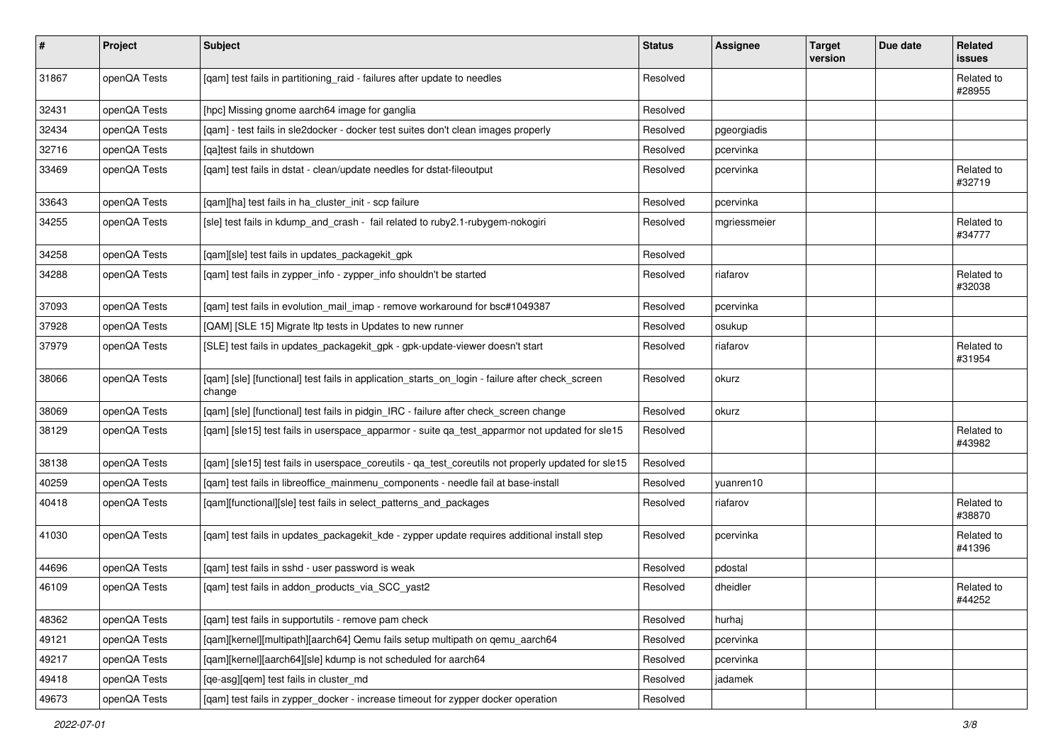| # | Project | Subject | Status | Assignee | Target version | Due date | Related issues |
|---|---|---|---|---|---|---|---|
| 31867 | openQA Tests | [qam] test fails in partitioning_raid - failures after update to needles | Resolved | | | | Related to #28955 |
| 32431 | openQA Tests | [hpc] Missing gnome aarch64 image for ganglia | Resolved | | | | |
| 32434 | openQA Tests | [qam] - test fails in sle2docker - docker test suites don't clean images properly | Resolved | pgeorgiadis | | | |
| 32716 | openQA Tests | [qa]test fails in shutdown | Resolved | pcervinka | | | |
| 33469 | openQA Tests | [qam] test fails in dstat - clean/update needles for dstat-fileoutput | Resolved | pcervinka | | | Related to #32719 |
| 33643 | openQA Tests | [qam][ha] test fails in ha_cluster_init - scp failure | Resolved | pcervinka | | | |
| 34255 | openQA Tests | [sle] test fails in kdump_and_crash - fail related to ruby2.1-rubygem-nokogiri | Resolved | mgriessmeier | | | Related to #34777 |
| 34258 | openQA Tests | [qam][sle] test fails in updates_packagekit_gpk | Resolved | | | | |
| 34288 | openQA Tests | [qam] test fails in zypper_info - zypper_info shouldn't be started | Resolved | riafarov | | | Related to #32038 |
| 37093 | openQA Tests | [qam] test fails in evolution_mail_imap - remove workaround for bsc#1049387 | Resolved | pcervinka | | | |
| 37928 | openQA Tests | [QAM] [SLE 15] Migrate ltp tests in Updates to new runner | Resolved | osukup | | | |
| 37979 | openQA Tests | [SLE] test fails in updates_packagekit_gpk - gpk-update-viewer doesn't start | Resolved | riafarov | | | Related to #31954 |
| 38066 | openQA Tests | [qam] [sle] [functional] test fails in application_starts_on_login - failure after check_screen change | Resolved | okurz | | | |
| 38069 | openQA Tests | [qam] [sle] [functional] test fails in pidgin_IRC - failure after check_screen change | Resolved | okurz | | | |
| 38129 | openQA Tests | [qam] [sle15] test fails in userspace_apparmor - suite qa_test_apparmor not updated for sle15 | Resolved | | | | Related to #43982 |
| 38138 | openQA Tests | [qam] [sle15] test fails in userspace_coreutils - qa_test_coreutils not properly updated for sle15 | Resolved | | | | |
| 40259 | openQA Tests | [qam] test fails in libreoffice_mainmenu_components - needle fail at base-install | Resolved | yuanren10 | | | |
| 40418 | openQA Tests | [qam][functional][sle] test fails in select_patterns_and_packages | Resolved | riafarov | | | Related to #38870 |
| 41030 | openQA Tests | [qam] test fails in updates_packagekit_kde - zypper update requires additional install step | Resolved | pcervinka | | | Related to #41396 |
| 44696 | openQA Tests | [qam] test fails in sshd - user password is weak | Resolved | pdostal | | | |
| 46109 | openQA Tests | [qam] test fails in addon_products_via_SCC_yast2 | Resolved | dheidler | | | Related to #44252 |
| 48362 | openQA Tests | [qam] test fails in supportutils - remove pam check | Resolved | hurhaj | | | |
| 49121 | openQA Tests | [qam][kernel][multipath][aarch64] Qemu fails setup multipath on qemu_aarch64 | Resolved | pcervinka | | | |
| 49217 | openQA Tests | [qam][kernel][aarch64][sle] kdump is not scheduled for aarch64 | Resolved | pcervinka | | | |
| 49418 | openQA Tests | [qe-asg][qem] test fails in cluster_md | Resolved | jadamek | | | |
| 49673 | openQA Tests | [qam] test fails in zypper_docker - increase timeout for zypper docker operation | Resolved | | | | |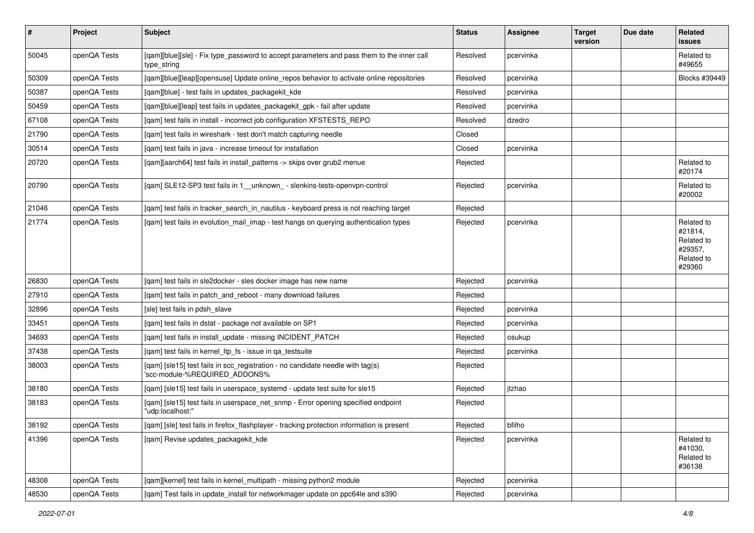| # | Project | Subject | Status | Assignee | Target version | Due date | Related issues |
|---|---|---|---|---|---|---|---|
| 50045 | openQA Tests | [qam][blue][sle] - Fix type_password to accept parameters and pass them to the inner call type_string | Resolved | pcervinka | | | Related to #49655 |
| 50309 | openQA Tests | [qam][blue][leap][opensuse] Update online_repos behavior to activate online repositories | Resolved | pcervinka | | | Blocks #39449 |
| 50387 | openQA Tests | [qam][blue] - test fails in updates_packagekit_kde | Resolved | pcervinka | | | |
| 50459 | openQA Tests | [qam][blue][leap] test fails in updates_packagekit_gpk - fail after update | Resolved | pcervinka | | | |
| 67108 | openQA Tests | [qam] test fails in install - incorrect job configuration XFSTESTS_REPO | Resolved | dzedro | | | |
| 21790 | openQA Tests | [qam] test fails in wireshark - test don't match capturing needle | Closed | | | | |
| 30514 | openQA Tests | [qam] test fails in java - increase timeout for installation | Closed | pcervinka | | | |
| 20720 | openQA Tests | [qam][aarch64] test fails in install_patterns -> skips over grub2 menue | Rejected | | | | Related to #20174 |
| 20790 | openQA Tests | [qam] SLE12-SP3 test fails in 1__unknown_ - slenkins-tests-openvpn-control | Rejected | pcervinka | | | Related to #20002 |
| 21046 | openQA Tests | [qam] test fails in tracker_search_in_nautilus - keyboard press is not reaching target | Rejected | | | | |
| 21774 | openQA Tests | [qam] test fails in evolution_mail_imap - test hangs on querying authentication types | Rejected | pcervinka | | | Related to #21814, Related to #29357, Related to #29360 |
| 26830 | openQA Tests | [qam] test fails in sle2docker - sles docker image has new name | Rejected | pcervinka | | | |
| 27910 | openQA Tests | [qam] test fails in patch_and_reboot - many download failures | Rejected | | | | |
| 32896 | openQA Tests | [sle] test fails in pdsh_slave | Rejected | pcervinka | | | |
| 33451 | openQA Tests | [qam] test fails in dstat - package not available on SP1 | Rejected | pcervinka | | | |
| 34693 | openQA Tests | [qam] test fails in install_update - missing INCIDENT_PATCH | Rejected | osukup | | | |
| 37438 | openQA Tests | [qam] test fails in kernel_ltp_fs - issue in qa_testsuite | Rejected | pcervinka | | | |
| 38003 | openQA Tests | [qam] [sle15] test fails in scc_registration - no candidate needle with tag(s) 'scc-module-%REQUIRED_ADDONS% | Rejected | | | | |
| 38180 | openQA Tests | [qam] [sle15] test fails in userspace_systemd - update test suite for sle15 | Rejected | jtzhao | | | |
| 38183 | openQA Tests | [qam] [sle15] test fails in userspace_net_snmp - Error opening specified endpoint "udp:localhost:" | Rejected | | | | |
| 38192 | openQA Tests | [qam] [sle] test fails in firefox_flashplayer - tracking protection information is present | Rejected | bfilho | | | |
| 41396 | openQA Tests | [qam] Revise updates_packagekit_kde | Rejected | pcervinka | | | Related to #41030, Related to #36138 |
| 48308 | openQA Tests | [qam][kernel] test fails in kernel_multipath - missing python2 module | Rejected | pcervinka | | | |
| 48530 | openQA Tests | [qam] Test fails in update_install for networkmager update on ppc64le and s390 | Rejected | pcervinka | | | |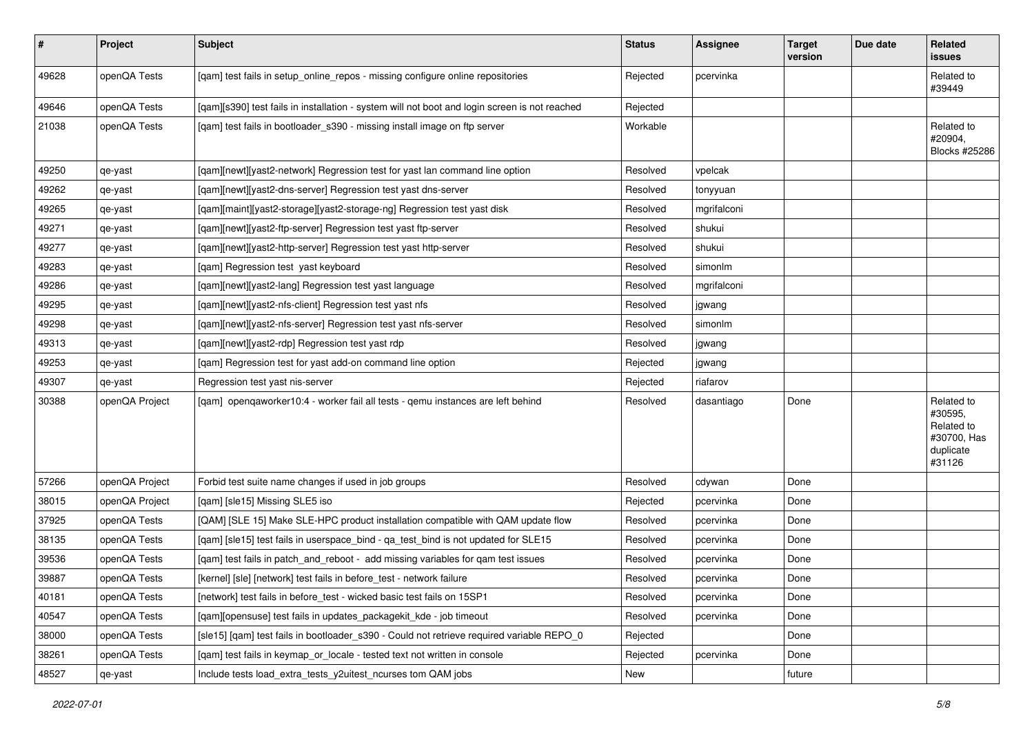| # | Project | Subject | Status | Assignee | Target version | Due date | Related issues |
|---|---|---|---|---|---|---|---|
| 49628 | openQA Tests | [qam] test fails in setup_online_repos - missing configure online repositories | Rejected | pcervinka | | | Related to #39449 |
| 49646 | openQA Tests | [qam][s390] test fails in installation - system will not boot and login screen is not reached | Rejected | | | | |
| 21038 | openQA Tests | [qam] test fails in bootloader_s390 - missing install image on ftp server | Workable | | | | Related to #20904, Blocks #25286 |
| 49250 | qe-yast | [qam][newt][yast2-network] Regression test for yast lan command line option | Resolved | vpelcak | | | |
| 49262 | qe-yast | [qam][newt][yast2-dns-server] Regression test yast dns-server | Resolved | tonyyuan | | | |
| 49265 | qe-yast | [qam][maint][yast2-storage][yast2-storage-ng] Regression test yast disk | Resolved | mgrifalconi | | | |
| 49271 | qe-yast | [qam][newt][yast2-ftp-server] Regression test yast ftp-server | Resolved | shukui | | | |
| 49277 | qe-yast | [qam][newt][yast2-http-server] Regression test yast http-server | Resolved | shukui | | | |
| 49283 | qe-yast | [qam] Regression test yast keyboard | Resolved | simonlm | | | |
| 49286 | qe-yast | [qam][newt][yast2-lang] Regression test yast language | Resolved | mgrifalconi | | | |
| 49295 | qe-yast | [qam][newt][yast2-nfs-client] Regression test yast nfs | Resolved | jgwang | | | |
| 49298 | qe-yast | [qam][newt][yast2-nfs-server] Regression test yast nfs-server | Resolved | simonlm | | | |
| 49313 | qe-yast | [qam][newt][yast2-rdp] Regression test yast rdp | Resolved | jgwang | | | |
| 49253 | qe-yast | [qam] Regression test for yast add-on command line option | Rejected | jgwang | | | |
| 49307 | qe-yast | Regression test yast nis-server | Rejected | riafarov | | | |
| 30388 | openQA Project | [qam] openqaworker10:4 - worker fail all tests - qemu instances are left behind | Resolved | dasantiago | Done | | Related to #30595, Related to #30700, Has duplicate #31126 |
| 57266 | openQA Project | Forbid test suite name changes if used in job groups | Resolved | cdywan | Done | | |
| 38015 | openQA Project | [qam] [sle15] Missing SLE5 iso | Rejected | pcervinka | Done | | |
| 37925 | openQA Tests | [QAM] [SLE 15] Make SLE-HPC product installation compatible with QAM update flow | Resolved | pcervinka | Done | | |
| 38135 | openQA Tests | [qam] [sle15] test fails in userspace_bind - qa_test_bind is not updated for SLE15 | Resolved | pcervinka | Done | | |
| 39536 | openQA Tests | [qam] test fails in patch_and_reboot - add missing variables for qam test issues | Resolved | pcervinka | Done | | |
| 39887 | openQA Tests | [kernel] [sle] [network] test fails in before_test - network failure | Resolved | pcervinka | Done | | |
| 40181 | openQA Tests | [network] test fails in before_test - wicked basic test fails on 15SP1 | Resolved | pcervinka | Done | | |
| 40547 | openQA Tests | [qam][opensuse] test fails in updates_packagekit_kde - job timeout | Resolved | pcervinka | Done | | |
| 38000 | openQA Tests | [sle15] [qam] test fails in bootloader_s390 - Could not retrieve required variable REPO_0 | Rejected | | Done | | |
| 38261 | openQA Tests | [qam] test fails in keymap_or_locale - tested text not written in console | Rejected | pcervinka | Done | | |
| 48527 | qe-yast | Include tests load_extra_tests_y2uitest_ncurses tom QAM jobs | New | | future | | |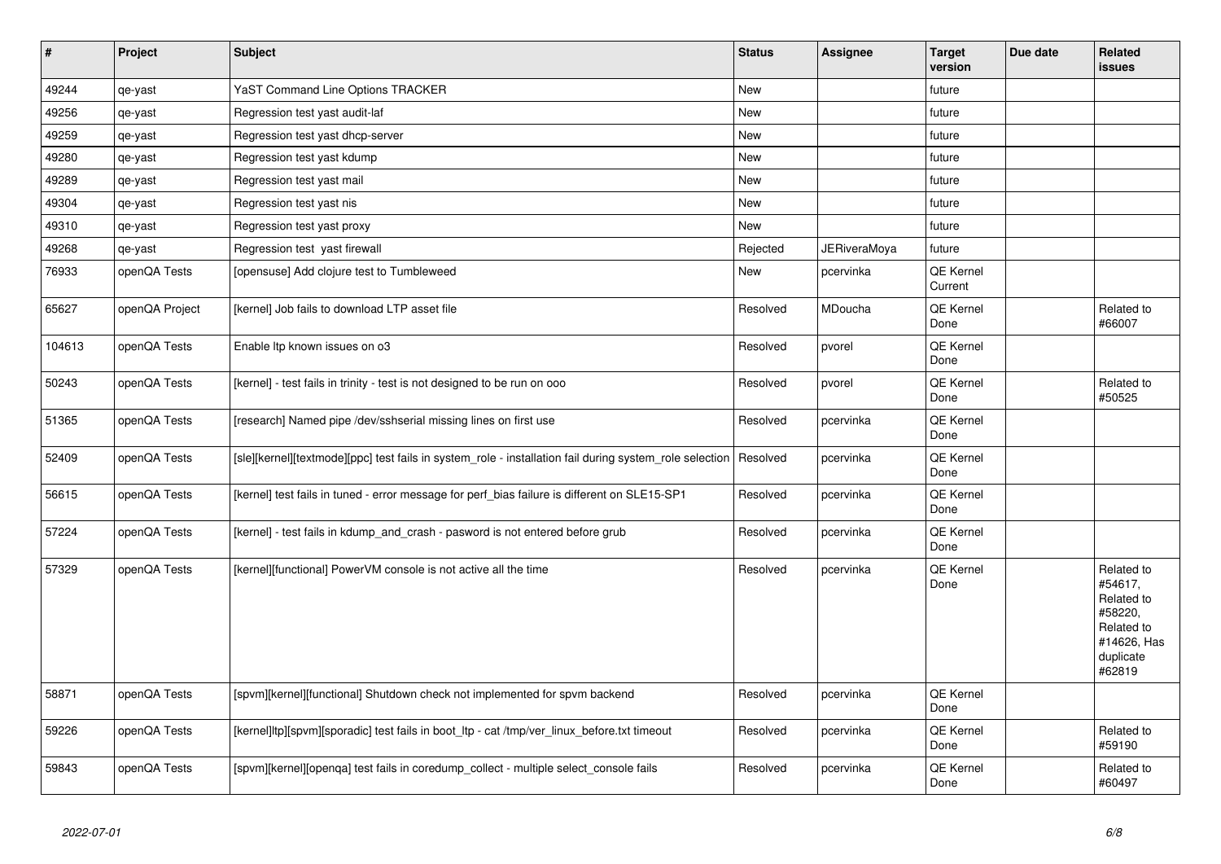| # | Project | Subject | Status | Assignee | Target version | Due date | Related issues |
|---|---|---|---|---|---|---|---|
| 49244 | qe-yast | YaST Command Line Options TRACKER | New | | future | | |
| 49256 | qe-yast | Regression test yast audit-laf | New | | future | | |
| 49259 | qe-yast | Regression test yast dhcp-server | New | | future | | |
| 49280 | qe-yast | Regression test yast kdump | New | | future | | |
| 49289 | qe-yast | Regression test yast mail | New | | future | | |
| 49304 | qe-yast | Regression test yast nis | New | | future | | |
| 49310 | qe-yast | Regression test yast proxy | New | | future | | |
| 49268 | qe-yast | Regression test  yast firewall | Rejected | JERiveraMoya | future | | |
| 76933 | openQA Tests | [opensuse] Add clojure test to Tumbleweed | New | pcervinka | QE Kernel Current | | |
| 65627 | openQA Project | [kernel] Job fails to download LTP asset file | Resolved | MDoucha | QE Kernel Done | | Related to #66007 |
| 104613 | openQA Tests | Enable ltp known issues on o3 | Resolved | pvorel | QE Kernel Done | | |
| 50243 | openQA Tests | [kernel] - test fails in trinity - test is not designed to be run on ooo | Resolved | pvorel | QE Kernel Done | | Related to #50525 |
| 51365 | openQA Tests | [research] Named pipe /dev/sshserial missing lines on first use | Resolved | pcervinka | QE Kernel Done | | |
| 52409 | openQA Tests | [sle][kernel][textmode][ppc] test fails in system_role - installation fail during system_role selection | Resolved | pcervinka | QE Kernel Done | | |
| 56615 | openQA Tests | [kernel] test fails in tuned - error message for perf_bias failure is different on SLE15-SP1 | Resolved | pcervinka | QE Kernel Done | | |
| 57224 | openQA Tests | [kernel] - test fails in kdump_and_crash - pasword is not entered before grub | Resolved | pcervinka | QE Kernel Done | | |
| 57329 | openQA Tests | [kernel][functional] PowerVM console is not active all the time | Resolved | pcervinka | QE Kernel Done | | Related to #54617, Related to #58220, Related to #14626, Has duplicate #62819 |
| 58871 | openQA Tests | [spvm][kernel][functional] Shutdown check not implemented for spvm backend | Resolved | pcervinka | QE Kernel Done | | |
| 59226 | openQA Tests | [kernel]ltp][spvm][sporadic] test fails in boot_ltp - cat /tmp/ver_linux_before.txt timeout | Resolved | pcervinka | QE Kernel Done | | Related to #59190 |
| 59843 | openQA Tests | [spvm][kernel][openqa] test fails in coredump_collect - multiple select_console fails | Resolved | pcervinka | QE Kernel Done | | Related to #60497 |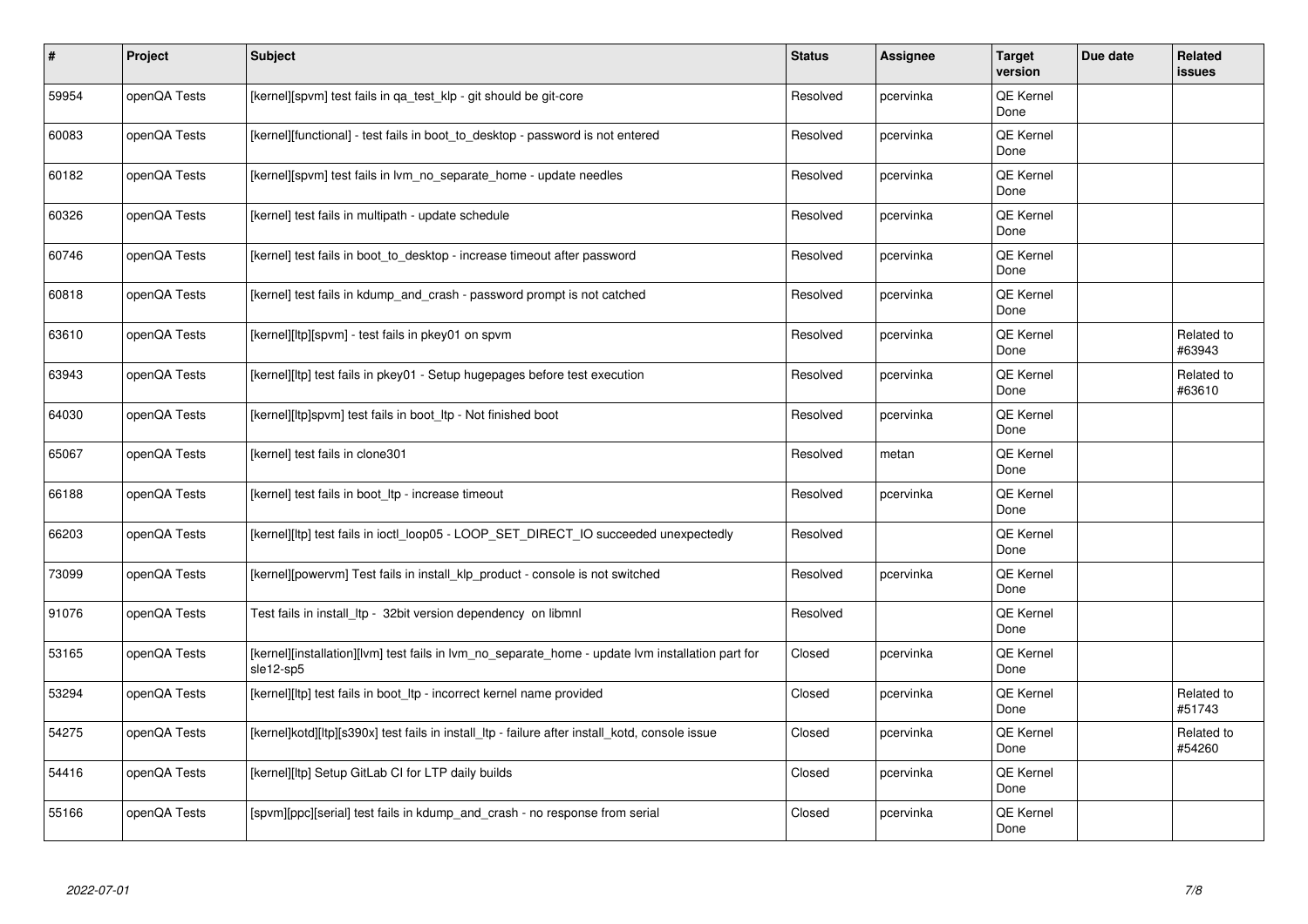| # | Project | Subject | Status | Assignee | Target version | Due date | Related issues |
|---|---|---|---|---|---|---|---|
| 59954 | openQA Tests | [kernel][spvm] test fails in qa_test_klp - git should be git-core | Resolved | pcervinka | QE Kernel Done | | |
| 60083 | openQA Tests | [kernel][functional] - test fails in boot_to_desktop - password is not entered | Resolved | pcervinka | QE Kernel Done | | |
| 60182 | openQA Tests | [kernel][spvm] test fails in lvm_no_separate_home - update needles | Resolved | pcervinka | QE Kernel Done | | |
| 60326 | openQA Tests | [kernel] test fails in multipath - update schedule | Resolved | pcervinka | QE Kernel Done | | |
| 60746 | openQA Tests | [kernel] test fails in boot_to_desktop - increase timeout after password | Resolved | pcervinka | QE Kernel Done | | |
| 60818 | openQA Tests | [kernel] test fails in kdump_and_crash - password prompt is not catched | Resolved | pcervinka | QE Kernel Done | | |
| 63610 | openQA Tests | [kernel][ltp][spvm] - test fails in pkey01 on spvm | Resolved | pcervinka | QE Kernel Done | | Related to #63943 |
| 63943 | openQA Tests | [kernel][ltp] test fails in pkey01 - Setup hugepages before test execution | Resolved | pcervinka | QE Kernel Done | | Related to #63610 |
| 64030 | openQA Tests | [kernel][ltp]spvm] test fails in boot_ltp - Not finished boot | Resolved | pcervinka | QE Kernel Done | | |
| 65067 | openQA Tests | [kernel] test fails in clone301 | Resolved | metan | QE Kernel Done | | |
| 66188 | openQA Tests | [kernel] test fails in boot_ltp - increase timeout | Resolved | pcervinka | QE Kernel Done | | |
| 66203 | openQA Tests | [kernel][ltp] test fails in ioctl_loop05 - LOOP_SET_DIRECT_IO succeeded unexpectedly | Resolved | | QE Kernel Done | | |
| 73099 | openQA Tests | [kernel][powervm] Test fails in install_klp_product - console is not switched | Resolved | pcervinka | QE Kernel Done | | |
| 91076 | openQA Tests | Test fails in install_ltp - 32bit version dependency on libmnl | Resolved | | QE Kernel Done | | |
| 53165 | openQA Tests | [kernel][installation][lvm] test fails in lvm_no_separate_home - update lvm installation part for sle12-sp5 | Closed | pcervinka | QE Kernel Done | | |
| 53294 | openQA Tests | [kernel][ltp] test fails in boot_ltp - incorrect kernel name provided | Closed | pcervinka | QE Kernel Done | | Related to #51743 |
| 54275 | openQA Tests | [kernel]kotd][ltp][s390x] test fails in install_ltp - failure after install_kotd, console issue | Closed | pcervinka | QE Kernel Done | | Related to #54260 |
| 54416 | openQA Tests | [kernel][ltp] Setup GitLab CI for LTP daily builds | Closed | pcervinka | QE Kernel Done | | |
| 55166 | openQA Tests | [spvm][ppc][serial] test fails in kdump_and_crash - no response from serial | Closed | pcervinka | QE Kernel Done | | |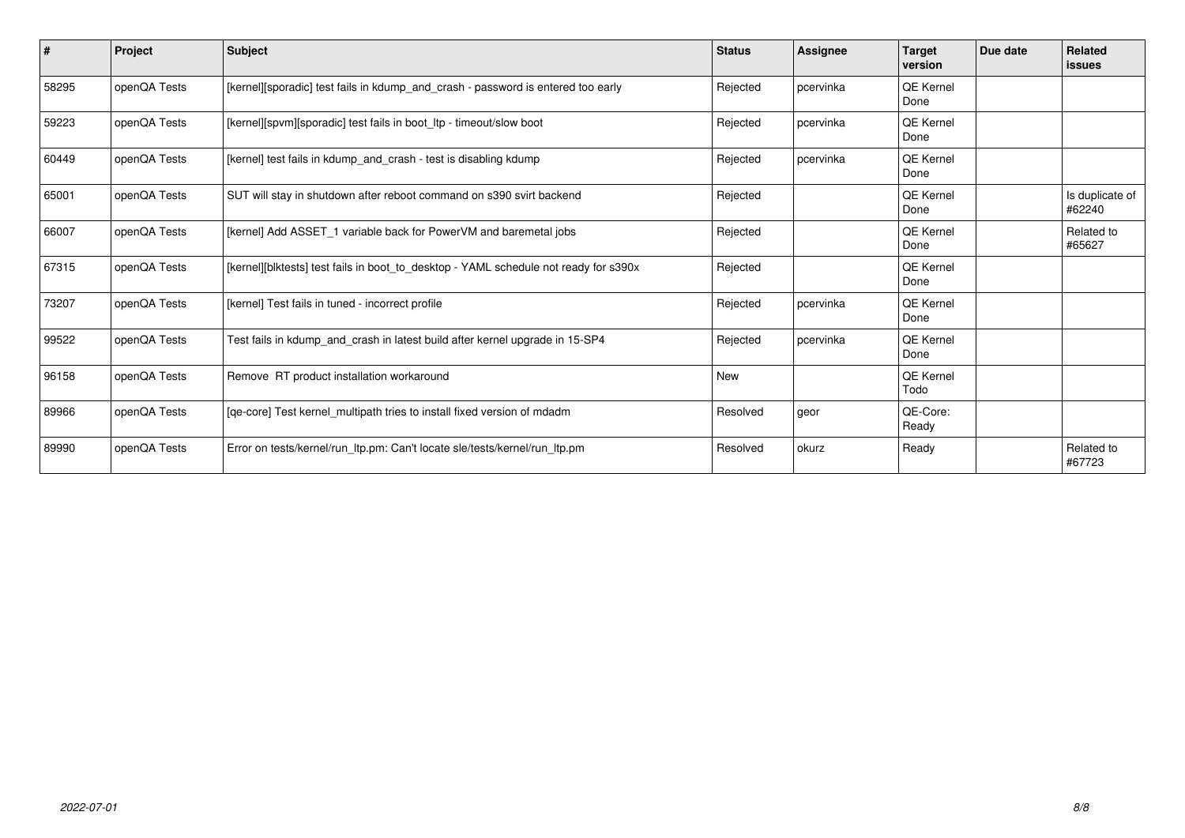| # | Project | Subject | Status | Assignee | Target version | Due date | Related issues |
|---|---|---|---|---|---|---|---|
| 58295 | openQA Tests | [kernel][sporadic] test fails in kdump_and_crash - password is entered too early | Rejected | pcervinka | QE Kernel Done | | |
| 59223 | openQA Tests | [kernel][spvm][sporadic] test fails in boot_ltp - timeout/slow boot | Rejected | pcervinka | QE Kernel Done | | |
| 60449 | openQA Tests | [kernel] test fails in kdump_and_crash - test is disabling kdump | Rejected | pcervinka | QE Kernel Done | | |
| 65001 | openQA Tests | SUT will stay in shutdown after reboot command on s390 svirt backend | Rejected | | QE Kernel Done | | Is duplicate of #62240 |
| 66007 | openQA Tests | [kernel] Add ASSET_1 variable back for PowerVM and baremetal jobs | Rejected | | QE Kernel Done | | Related to #65627 |
| 67315 | openQA Tests | [kernel][blktests] test fails in boot_to_desktop - YAML schedule not ready for s390x | Rejected | | QE Kernel Done | | |
| 73207 | openQA Tests | [kernel] Test fails in tuned - incorrect profile | Rejected | pcervinka | QE Kernel Done | | |
| 99522 | openQA Tests | Test fails in kdump_and_crash in latest build after kernel upgrade in 15-SP4 | Rejected | pcervinka | QE Kernel Done | | |
| 96158 | openQA Tests | Remove RT product installation workaround | New | | QE Kernel Todo | | |
| 89966 | openQA Tests | [qe-core] Test kernel_multipath tries to install fixed version of mdadm | Resolved | geor | QE-Core: Ready | | |
| 89990 | openQA Tests | Error on tests/kernel/run_ltp.pm: Can't locate sle/tests/kernel/run_ltp.pm | Resolved | okurz | Ready | | Related to #67723 |